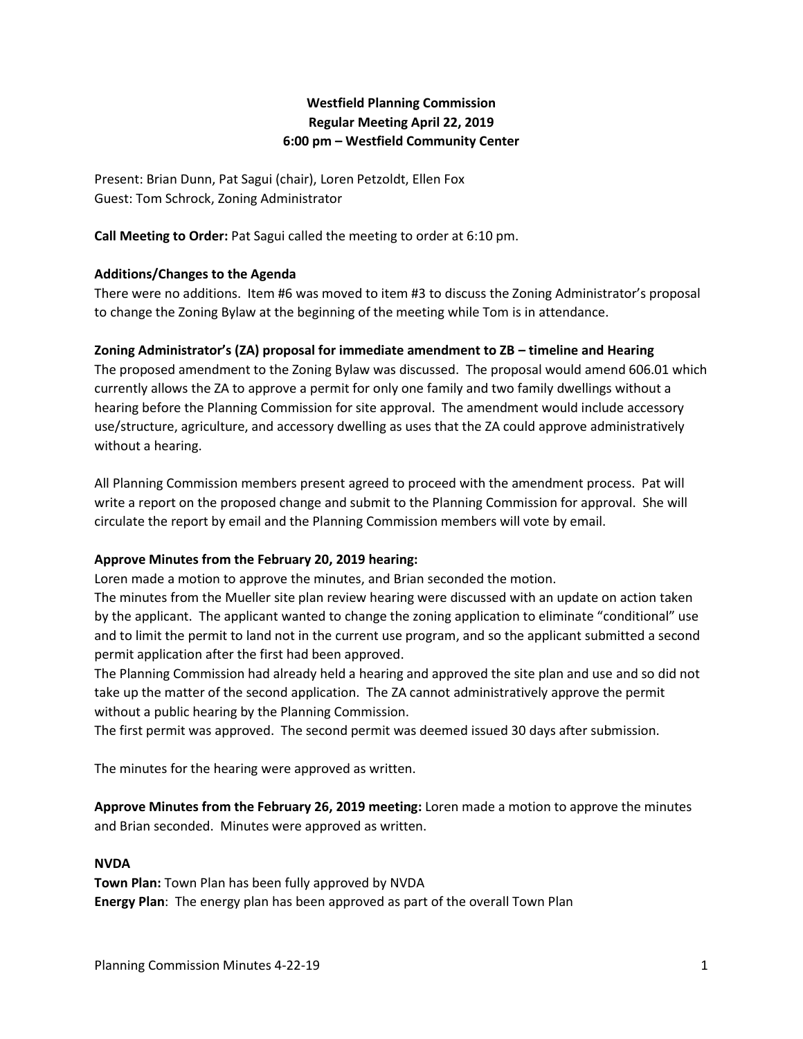**Westfield Planning Commission**
**Regular Meeting April 22, 2019**
**6:00 pm – Westfield Community Center**

Present: Brian Dunn, Pat Sagui (chair), Loren Petzoldt, Ellen Fox
Guest: Tom Schrock, Zoning Administrator

**Call Meeting to Order:** Pat Sagui called the meeting to order at 6:10 pm.

**Additions/Changes to the Agenda**

There were no additions. Item #6 was moved to item #3 to discuss the Zoning Administrator's proposal to change the Zoning Bylaw at the beginning of the meeting while Tom is in attendance.

**Zoning Administrator's (ZA) proposal for immediate amendment to ZB – timeline and Hearing**

The proposed amendment to the Zoning Bylaw was discussed. The proposal would amend 606.01 which currently allows the ZA to approve a permit for only one family and two family dwellings without a hearing before the Planning Commission for site approval. The amendment would include accessory use/structure, agriculture, and accessory dwelling as uses that the ZA could approve administratively without a hearing.

All Planning Commission members present agreed to proceed with the amendment process. Pat will write a report on the proposed change and submit to the Planning Commission for approval. She will circulate the report by email and the Planning Commission members will vote by email.

**Approve Minutes from the February 20, 2019 hearing:**

Loren made a motion to approve the minutes, and Brian seconded the motion.
The minutes from the Mueller site plan review hearing were discussed with an update on action taken by the applicant. The applicant wanted to change the zoning application to eliminate "conditional" use and to limit the permit to land not in the current use program, and so the applicant submitted a second permit application after the first had been approved.
The Planning Commission had already held a hearing and approved the site plan and use and so did not take up the matter of the second application. The ZA cannot administratively approve the permit without a public hearing by the Planning Commission.
The first permit was approved. The second permit was deemed issued 30 days after submission.

The minutes for the hearing were approved as written.

**Approve Minutes from the February 26, 2019 meeting:** Loren made a motion to approve the minutes and Brian seconded. Minutes were approved as written.

**NVDA**

**Town Plan:** Town Plan has been fully approved by NVDA
**Energy Plan**: The energy plan has been approved as part of the overall Town Plan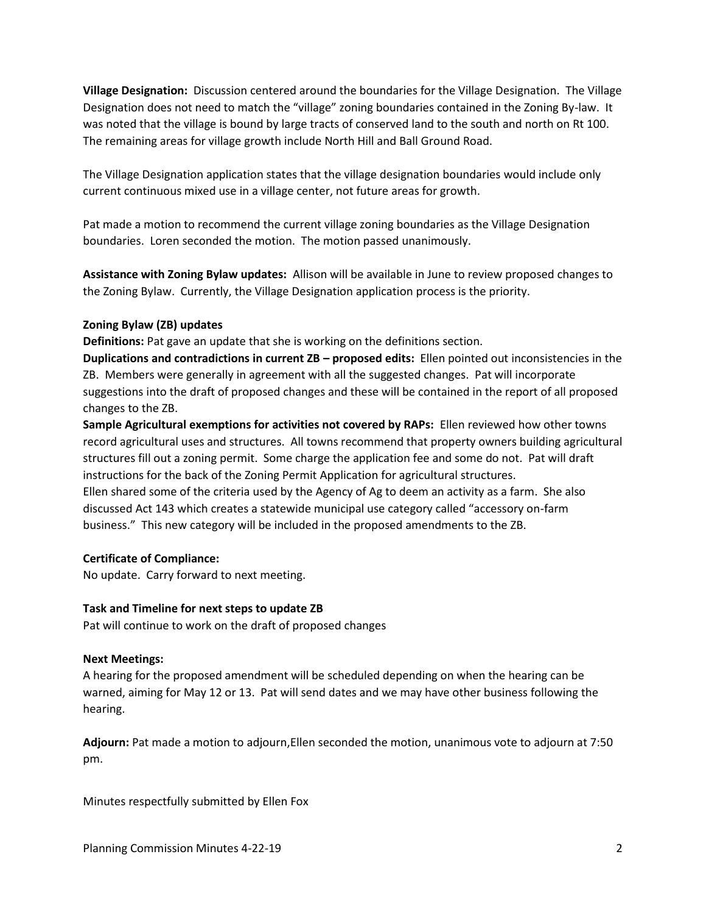**Village Designation:** Discussion centered around the boundaries for the Village Designation. The Village Designation does not need to match the "village" zoning boundaries contained in the Zoning By-law. It was noted that the village is bound by large tracts of conserved land to the south and north on Rt 100. The remaining areas for village growth include North Hill and Ball Ground Road.

The Village Designation application states that the village designation boundaries would include only current continuous mixed use in a village center, not future areas for growth.

Pat made a motion to recommend the current village zoning boundaries as the Village Designation boundaries. Loren seconded the motion. The motion passed unanimously.

**Assistance with Zoning Bylaw updates:** Allison will be available in June to review proposed changes to the Zoning Bylaw. Currently, the Village Designation application process is the priority.

**Zoning Bylaw (ZB) updates**

**Definitions:** Pat gave an update that she is working on the definitions section.

**Duplications and contradictions in current ZB – proposed edits:** Ellen pointed out inconsistencies in the ZB. Members were generally in agreement with all the suggested changes. Pat will incorporate suggestions into the draft of proposed changes and these will be contained in the report of all proposed changes to the ZB.

**Sample Agricultural exemptions for activities not covered by RAPs:** Ellen reviewed how other towns record agricultural uses and structures. All towns recommend that property owners building agricultural structures fill out a zoning permit. Some charge the application fee and some do not. Pat will draft instructions for the back of the Zoning Permit Application for agricultural structures.

Ellen shared some of the criteria used by the Agency of Ag to deem an activity as a farm. She also discussed Act 143 which creates a statewide municipal use category called "accessory on-farm business." This new category will be included in the proposed amendments to the ZB.

**Certificate of Compliance:**

No update. Carry forward to next meeting.

**Task and Timeline for next steps to update ZB**

Pat will continue to work on the draft of proposed changes

**Next Meetings:**

A hearing for the proposed amendment will be scheduled depending on when the hearing can be warned, aiming for May 12 or 13. Pat will send dates and we may have other business following the hearing.

**Adjourn:** Pat made a motion to adjourn,Ellen seconded the motion, unanimous vote to adjourn at 7:50 pm.

Minutes respectfully submitted by Ellen Fox